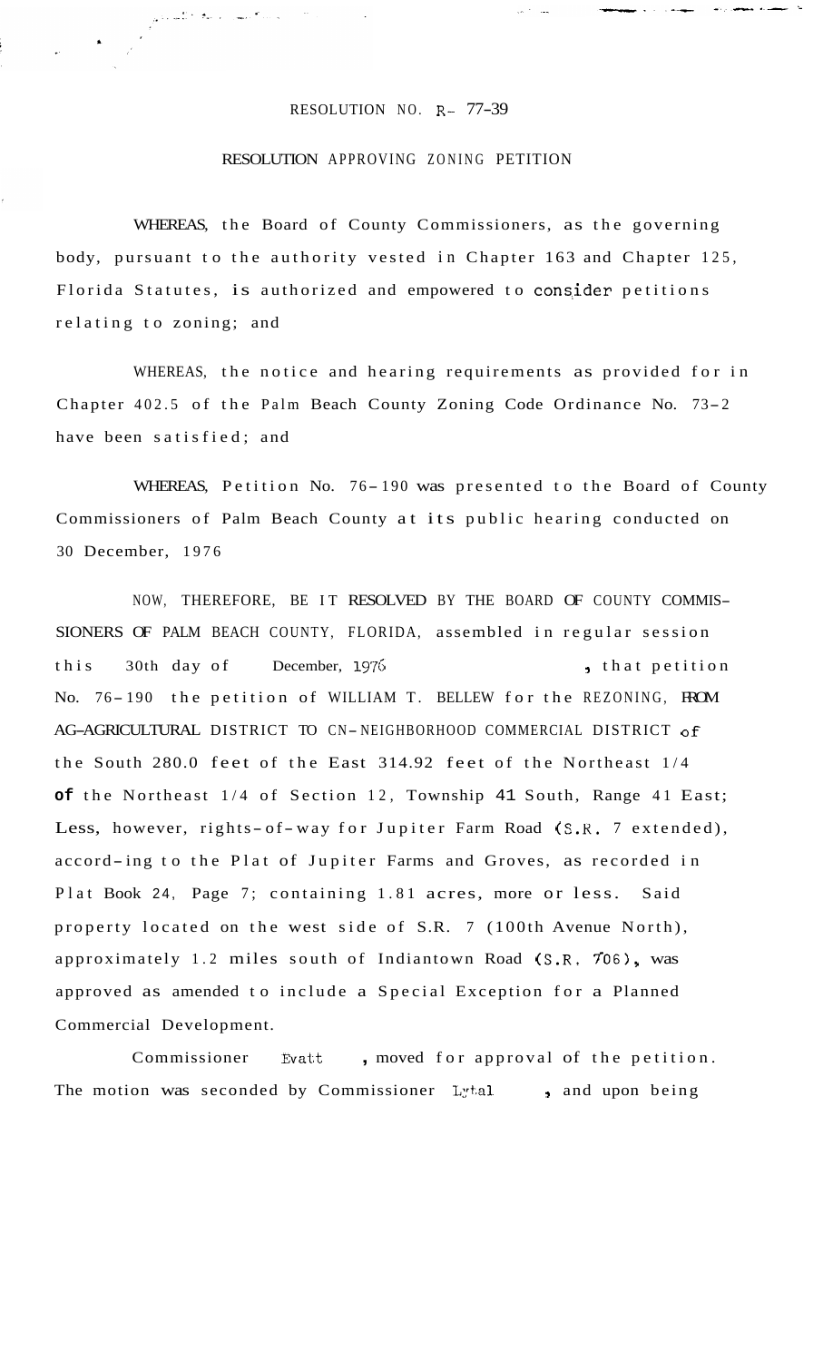RESOLUTION NO. R- 77-39

RESOLUTION APPROVING ZONING PETITION

WHEREAS, the Board of County Commissioners, as the governing body, pursuant to the authority vested in Chapter 163 and Chapter 125, Florida Statutes, is authorized and empowered to consider petitions relating to zoning; and

WHEREAS, the notice and hearing requirements as provided for in Chapter 402.5 of the Palm Beach County Zoning Code Ordinance No. 73-2 have been satisfied; and

WHEREAS, Petition No. 76-190 was presented to the Board of County Commissioners of Palm Beach County at its public hearing conducted on 30 December, 1976

NOW, THEREFORE, BE IT RESOLVED BY THE BOARD OF COUNTY COMMISSIONERS OF PALM BEACH COUNTY, FLORIDA, assembled in regular session this 30th day of December, 1976, that petition No. 76-190 the petition of WILLIAM T. BELLEW for the REZONING, FROM AG-AGRICULTURAL DISTRICT TO CN-NEIGHBORHOOD COMMERCIAL DISTRICT of the South 280.0 feet of the East 314.92 feet of the Northeast 1/4 of the Northeast 1/4 of the Northeast 1/4 of Section 12, Township 41 South, Range 41 East; Less, however, rights-of-way for Jupiter Farm Road (S.R. 7 extended), accord-ing to the Plat of Jupiter Farms and Groves, as recorded in Plat Book 24, Page 7; containing 1.81 acres, more or less. Said property located on the west side of S.R. 7 (100th Avenue North), approximately 1.2 miles south of Indiantown Road (S.R. 706), was approved as amended to include a Special Exception for a Planned Commercial Development.

Commissioner Evatt, moved for approval of the petition. The motion was seconded by Commissioner Lytal, and upon being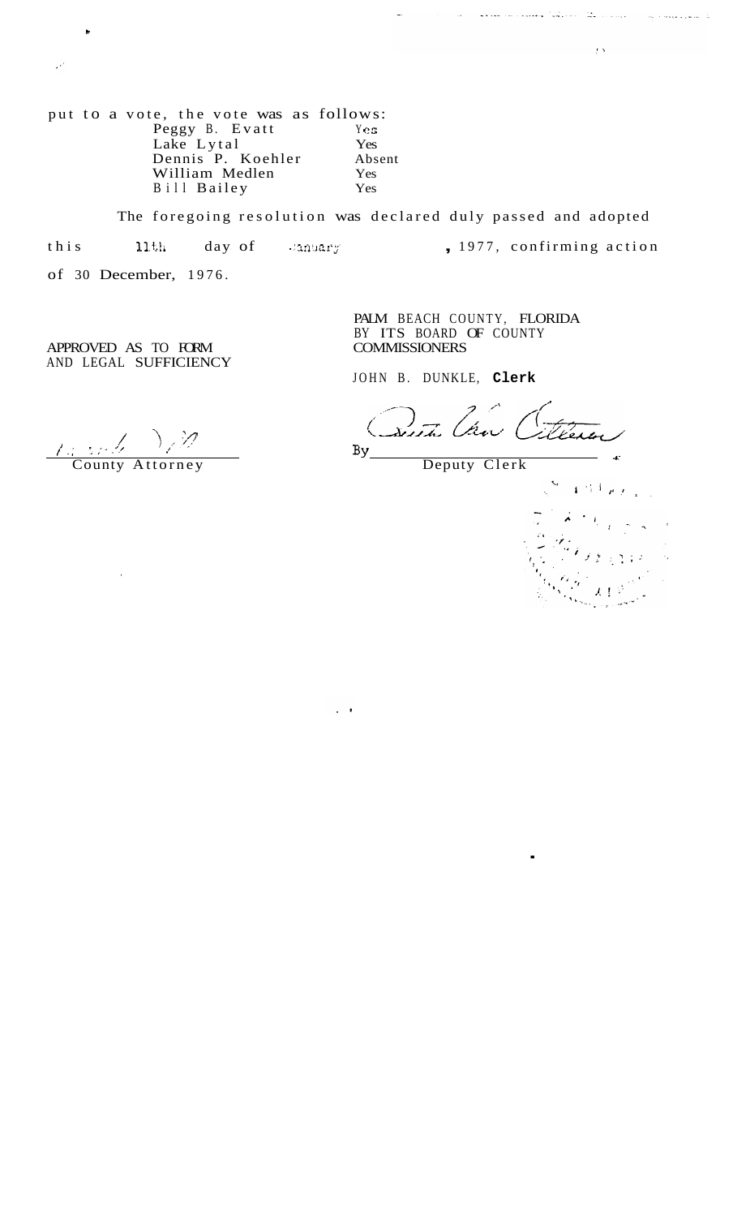put to a vote, the vote was as follows:

| | |
|---|---|
| Peggy B. Evatt | Yes |
| Lake Lytal | Yes |
| Dennis P. Koehler | Absent |
| William Medlen | Yes |
| Bill Bailey | Yes |

The foregoing resolution was declared duly passed and adopted this 11th day of January, 1977, confirming action of 30 December, 1976.

PALM BEACH COUNTY, FLORIDA
BY ITS BOARD OF COUNTY COMMISSIONERS

JOHN B. DUNKLE, **Clerk**

By ______________________
Deputy Clerk

APPROVED AS TO FORM
AND LEGAL SUFFICIENCY

______________________
County Attorney